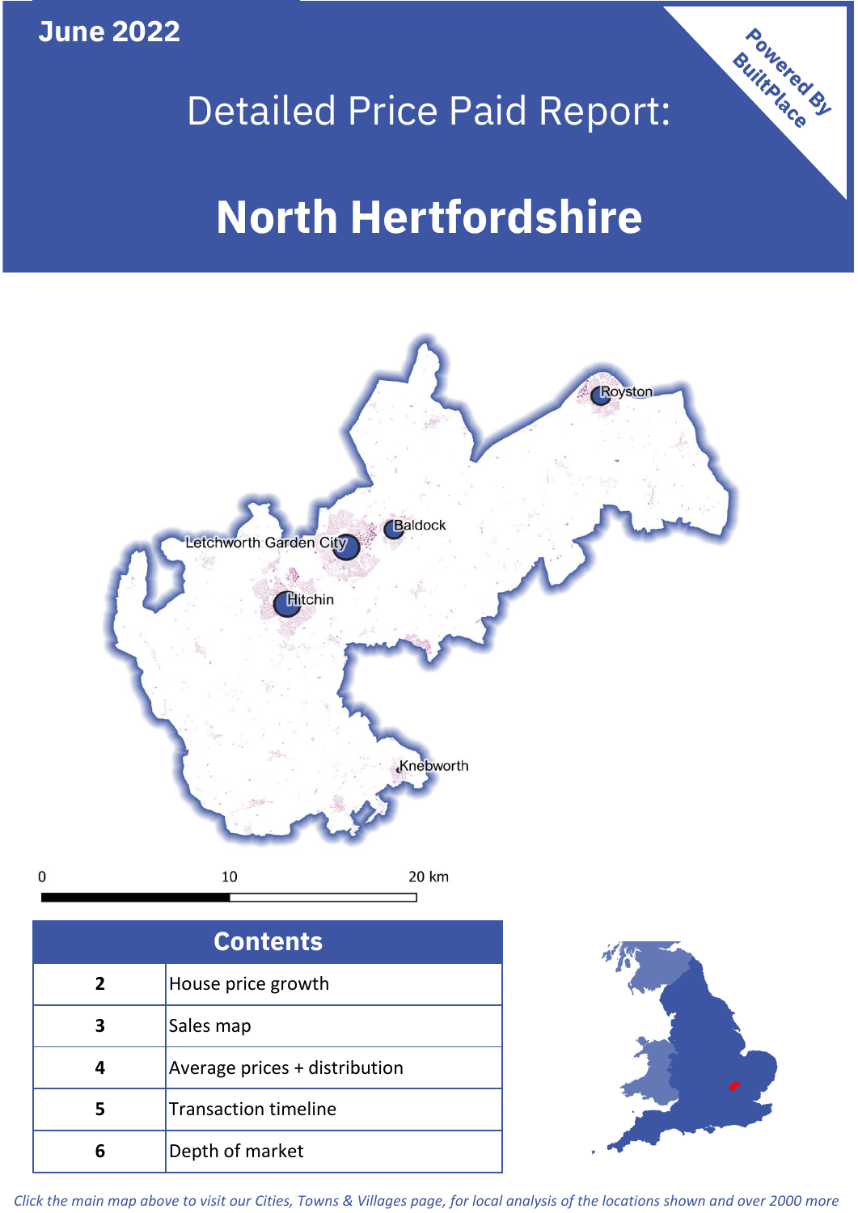June 2022

# Detailed Price Paid Report:

# North Hertfordshire

Powered By BuiltPlace

Royston
Baldock
Letchworth Garden City
Hitchin
Knebworth

0 10 20 km

| Contents | |
|---|---|
| 2 | House price growth |
| 3 | Sales map |
| 4 | Average prices + distribution |
| 5 | Transaction timeline |
| 6 | Depth of market |

*Click the main map above to visit our Cities, Towns & Villages page, for local analysis of the locations shown and over 2000 more*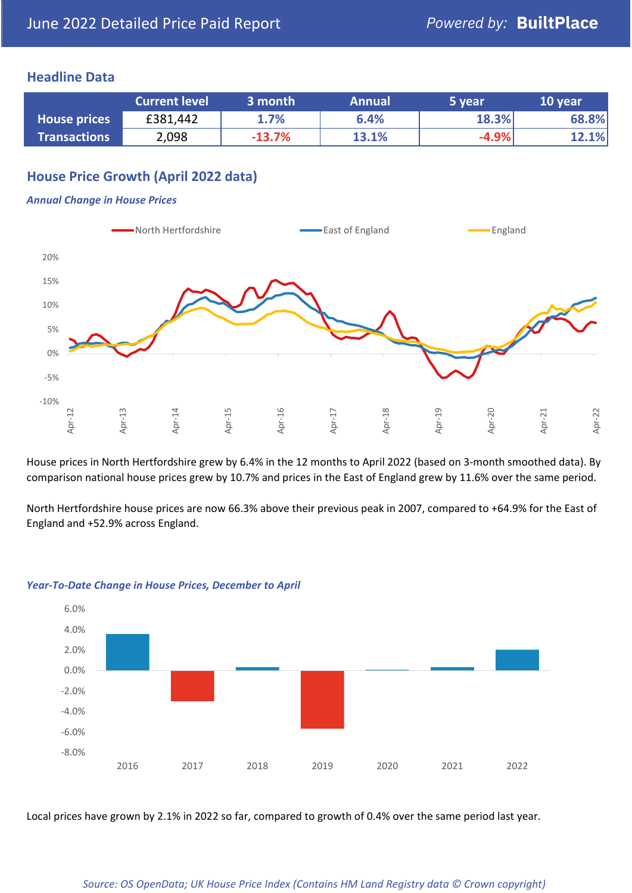# June 2022 Detailed Price Paid Report

Powered by: **BuiltPlace**

## Headline Data

| | Current level | 3 month | Annual | 5 year | 10 year |
|---|---|---|---|---|---|
| **House prices** | £381,442 | 1.7% | 6.4% | 18.3% | 68.8% |
| **Transactions** | 2,098 | -13.7% | 13.1% | -4.9% | 12.1% |

## House Price Growth (April 2022 data)

### *Annual Change in House Prices*

House prices in North Hertfordshire grew by 6.4% in the 12 months to April 2022 (based on 3-month smoothed data). By comparison national house prices grew by 10.7% and prices in the East of England grew by 11.6% over the same period.

North Hertfordshire house prices are now 66.3% above their previous peak in 2007, compared to +64.9% for the East of England and +52.9% across England.

### *Year-To-Date Change in House Prices, December to April*

Local prices have grown by 2.1% in 2022 so far, compared to growth of 0.4% over the same period last year.

*Source: OS OpenData; UK House Price Index (Contains HM Land Registry data © Crown copyright)*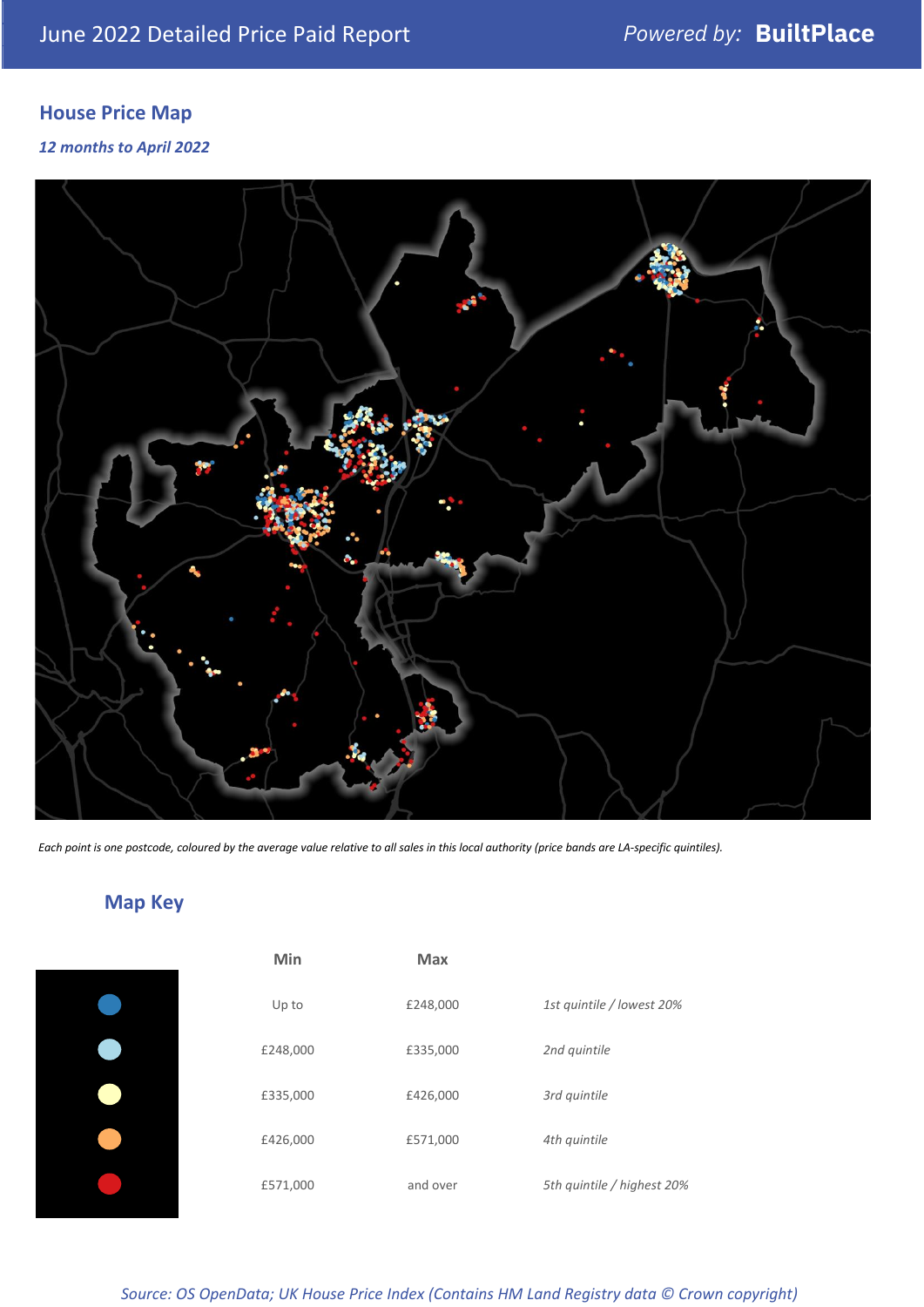## House Price Map

*12 months to April 2022*

*Each point is one postcode, coloured by the average value relative to all sales in this local authority (price bands are LA-specific quintiles).*

## Map Key

| | Min | Max | |
|---|---|---|---|
| Dark blue | Up to | £248,000 | *1st quintile / lowest 20%* |
| Light blue | £248,000 | £335,000 | *2nd quintile* |
| Pale yellow | £335,000 | £426,000 | *3rd quintile* |
| Orange | £426,000 | £571,000 | *4th quintile* |
| Red | £571,000 | and over | *5th quintile / highest 20%* |

*Source: OS OpenData; UK House Price Index (Contains HM Land Registry data © Crown copyright)*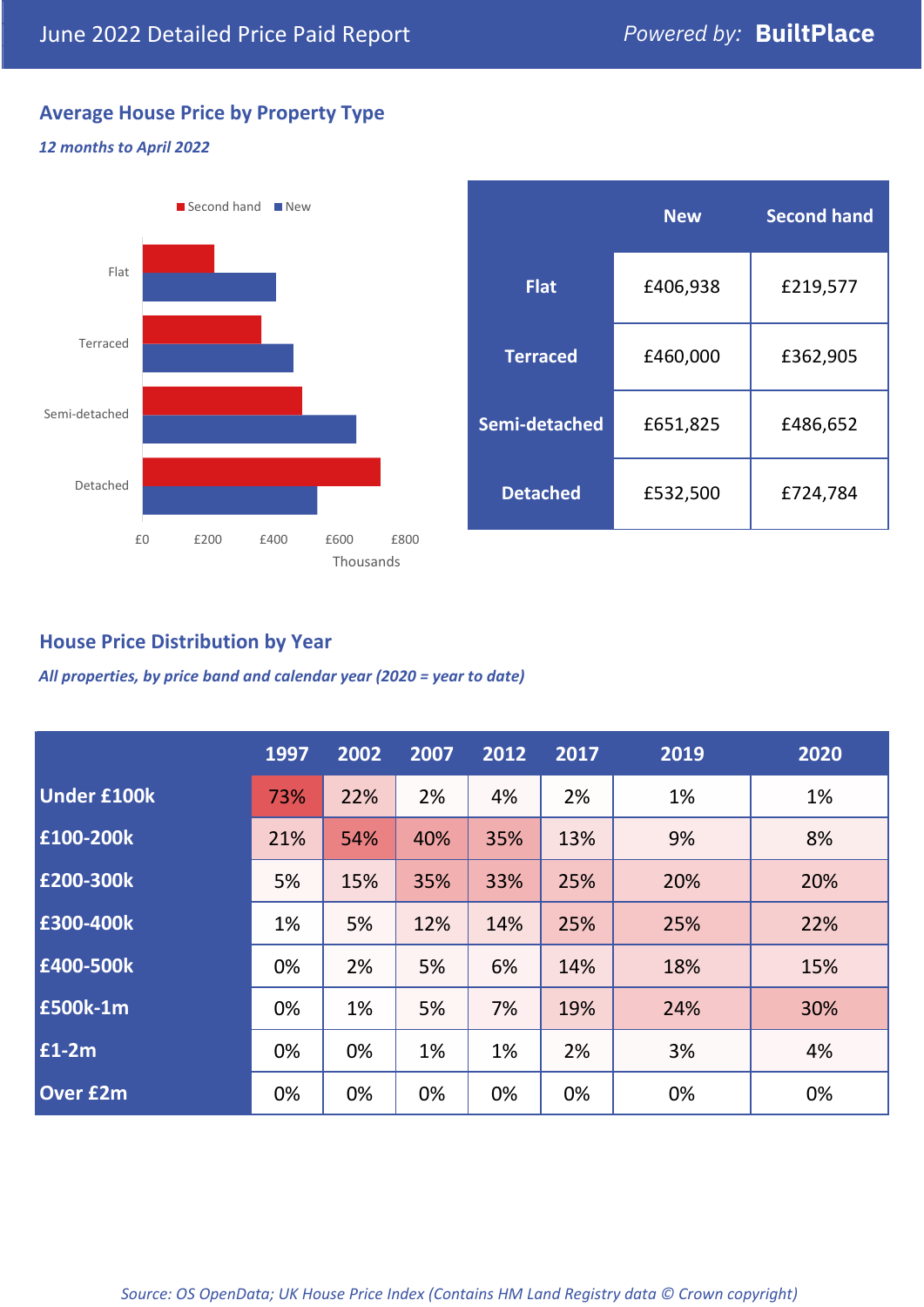# June 2022 Detailed Price Paid Report

*Powered by:* **BuiltPlace**

## Average House Price by Property Type

***12 months to April 2022***

| | New | Second hand |
|---|---|---|
| **Flat** | £406,938 | £219,577 |
| **Terraced** | £460,000 | £362,905 |
| **Semi-detached** | £651,825 | £486,652 |
| **Detached** | £532,500 | £724,784 |

## House Price Distribution by Year

***All properties, by price band and calendar year (2020 = year to date)***

| | 1997 | 2002 | 2007 | 2012 | 2017 | 2019 | 2020 |
|---|---|---|---|---|---|---|---|
| **Under £100k** | 73% | 22% | 2% | 4% | 2% | 1% | 1% |
| **£100-200k** | 21% | 54% | 40% | 35% | 13% | 9% | 8% |
| **£200-300k** | 5% | 15% | 35% | 33% | 25% | 20% | 20% |
| **£300-400k** | 1% | 5% | 12% | 14% | 25% | 25% | 22% |
| **£400-500k** | 0% | 2% | 5% | 6% | 14% | 18% | 15% |
| **£500k-1m** | 0% | 1% | 5% | 7% | 19% | 24% | 30% |
| **£1-2m** | 0% | 0% | 1% | 1% | 2% | 3% | 4% |
| **Over £2m** | 0% | 0% | 0% | 0% | 0% | 0% | 0% |

*Source: OS OpenData; UK House Price Index (Contains HM Land Registry data © Crown copyright)*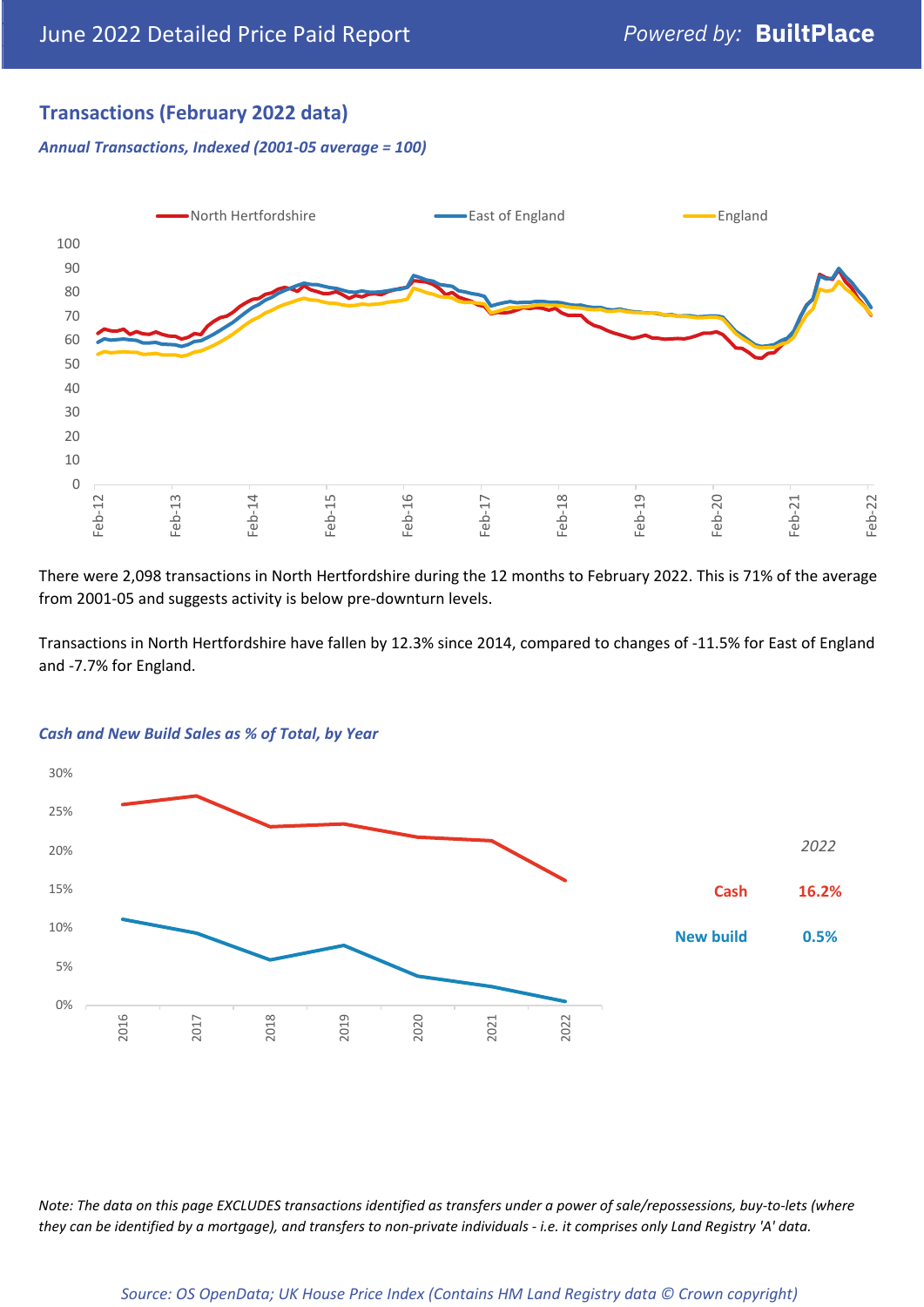## Transactions (February 2022 data)

*Annual Transactions, Indexed (2001-05 average = 100)*

There were 2,098 transactions in North Hertfordshire during the 12 months to February 2022. This is 71% of the average from 2001-05 and suggests activity is below pre-downturn levels.

Transactions in North Hertfordshire have fallen by 12.3% since 2014, compared to changes of -11.5% for East of England and -7.7% for England.

*Cash and New Build Sales as % of Total, by Year*

| 2022 | |
|---|---|
| Cash | 16.2% |
| New build | 0.5% |

*Note: The data on this page EXCLUDES transactions identified as transfers under a power of sale/repossessions, buy-to-lets (where they can be identified by a mortgage), and transfers to non-private individuals - i.e. it comprises only Land Registry 'A' data.*

*Source: OS OpenData; UK House Price Index (Contains HM Land Registry data © Crown copyright)*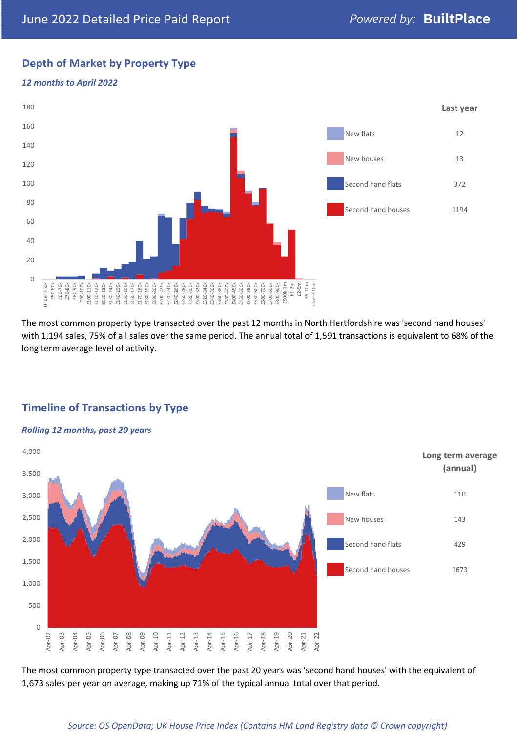June 2022 Detailed Price Paid Report

Powered by: **BuiltPlace**

## Depth of Market by Property Type

*12 months to April 2022*

180
160
140
120
100
80
60
40
20
0

Under £50k, £50-60k, £60-70k, £70-80k, £80-90k, £90-100k, £100-110k, £110-120k, £120-130k, £130-140k, £140-150k, £150-160k, £160-170k, £170-180k, £180-190k, £190-200k, £200-220k, £220-240k, £240-260k, £260-280k, £280-300k, £300-320k, £320-340k, £340-360k, £360-380k, £380-400k, £400-450k, £450-500k, £500-550k, £550-600k, £600-700k, £700-800k, £800-900k, £900k-1m, £1-2m, £2-5m, £5-10m, Over £10m

Last year

New flats 12

New houses 13

Second hand flats 372

Second hand houses 1194

The most common property type transacted over the past 12 months in North Hertfordshire was 'second hand houses' with 1,194 sales, 75% of all sales over the same period. The annual total of 1,591 transactions is equivalent to 68% of the long term average level of activity.

## Timeline of Transactions by Type

*Rolling 12 months, past 20 years*

4,000
3,500
3,000
2,500
2,000
1,500
1,000
500
0

Apr-02, Apr-03, Apr-04, Apr-05, Apr-06, Apr-07, Apr-08, Apr-09, Apr-10, Apr-11, Apr-12, Apr-13, Apr-14, Apr-15, Apr-16, Apr-17, Apr-18, Apr-19, Apr-20, Apr-21, Apr-22

Long term average (annual)

New flats 110

New houses 143

Second hand flats 429

Second hand houses 1673

The most common property type transacted over the past 20 years was 'second hand houses' with the equivalent of 1,673 sales per year on average, making up 71% of the typical annual total over that period.

*Source: OS OpenData; UK House Price Index (Contains HM Land Registry data © Crown copyright)*